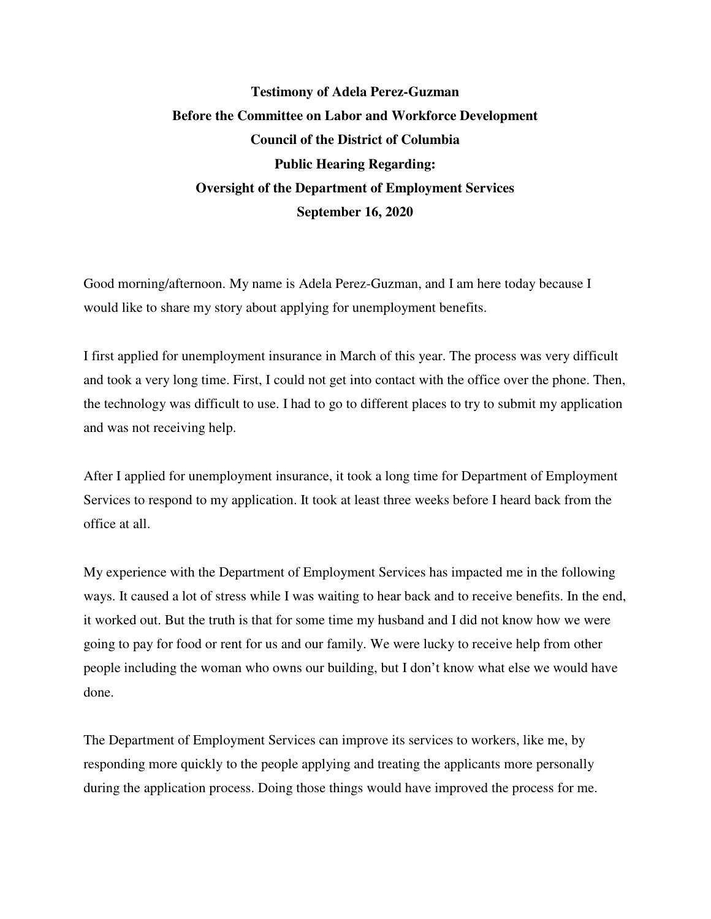**Testimony of Adela Perez-Guzman**
**Before the Committee on Labor and Workforce Development**
**Council of the District of Columbia**
**Public Hearing Regarding:**
**Oversight of the Department of Employment Services**
**September 16, 2020**

Good morning/afternoon. My name is Adela Perez-Guzman, and I am here today because I would like to share my story about applying for unemployment benefits.

I first applied for unemployment insurance in March of this year. The process was very difficult and took a very long time. First, I could not get into contact with the office over the phone. Then, the technology was difficult to use. I had to go to different places to try to submit my application and was not receiving help.

After I applied for unemployment insurance, it took a long time for Department of Employment Services to respond to my application. It took at least three weeks before I heard back from the office at all.

My experience with the Department of Employment Services has impacted me in the following ways. It caused a lot of stress while I was waiting to hear back and to receive benefits. In the end, it worked out. But the truth is that for some time my husband and I did not know how we were going to pay for food or rent for us and our family. We were lucky to receive help from other people including the woman who owns our building, but I don't know what else we would have done.

The Department of Employment Services can improve its services to workers, like me, by responding more quickly to the people applying and treating the applicants more personally during the application process. Doing those things would have improved the process for me.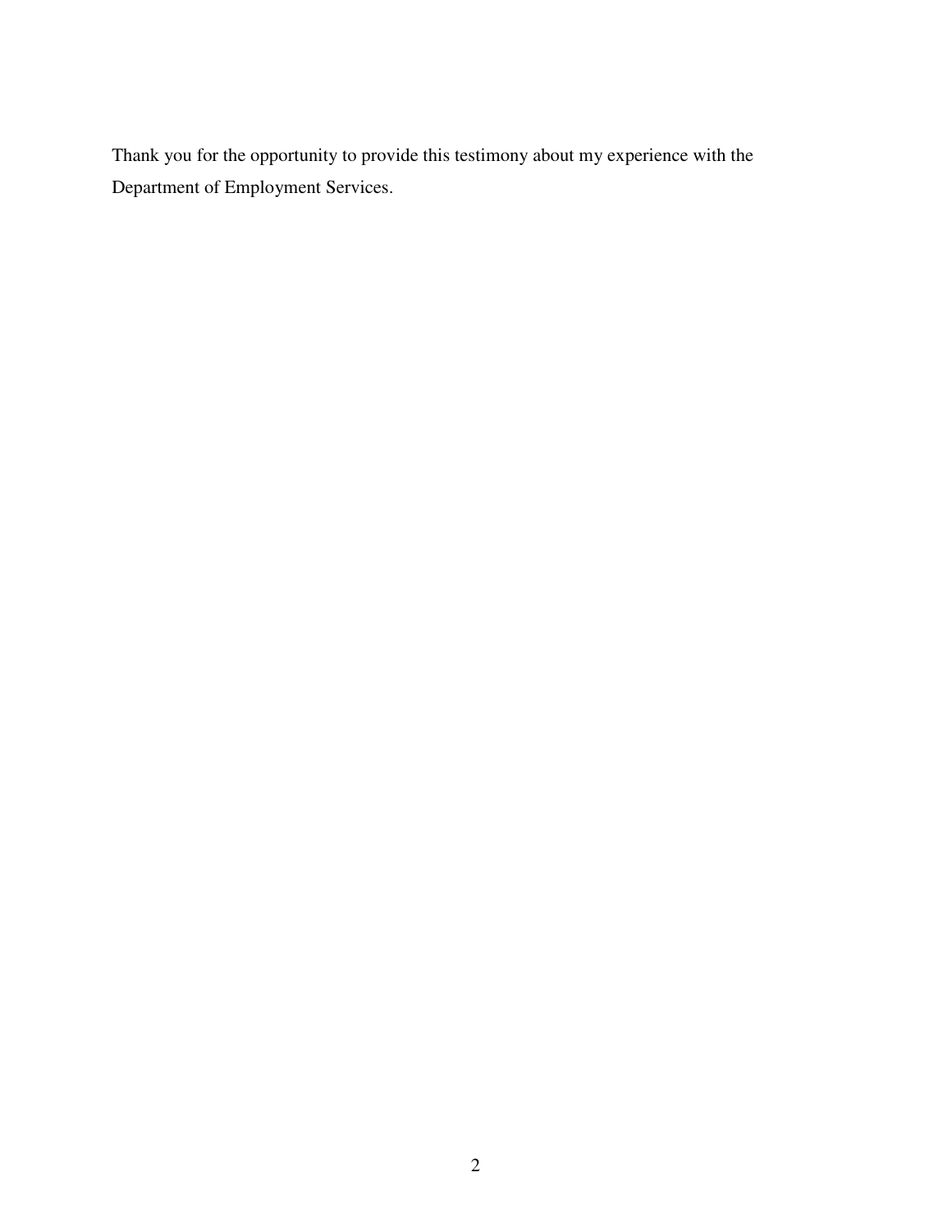Thank you for the opportunity to provide this testimony about my experience with the Department of Employment Services.